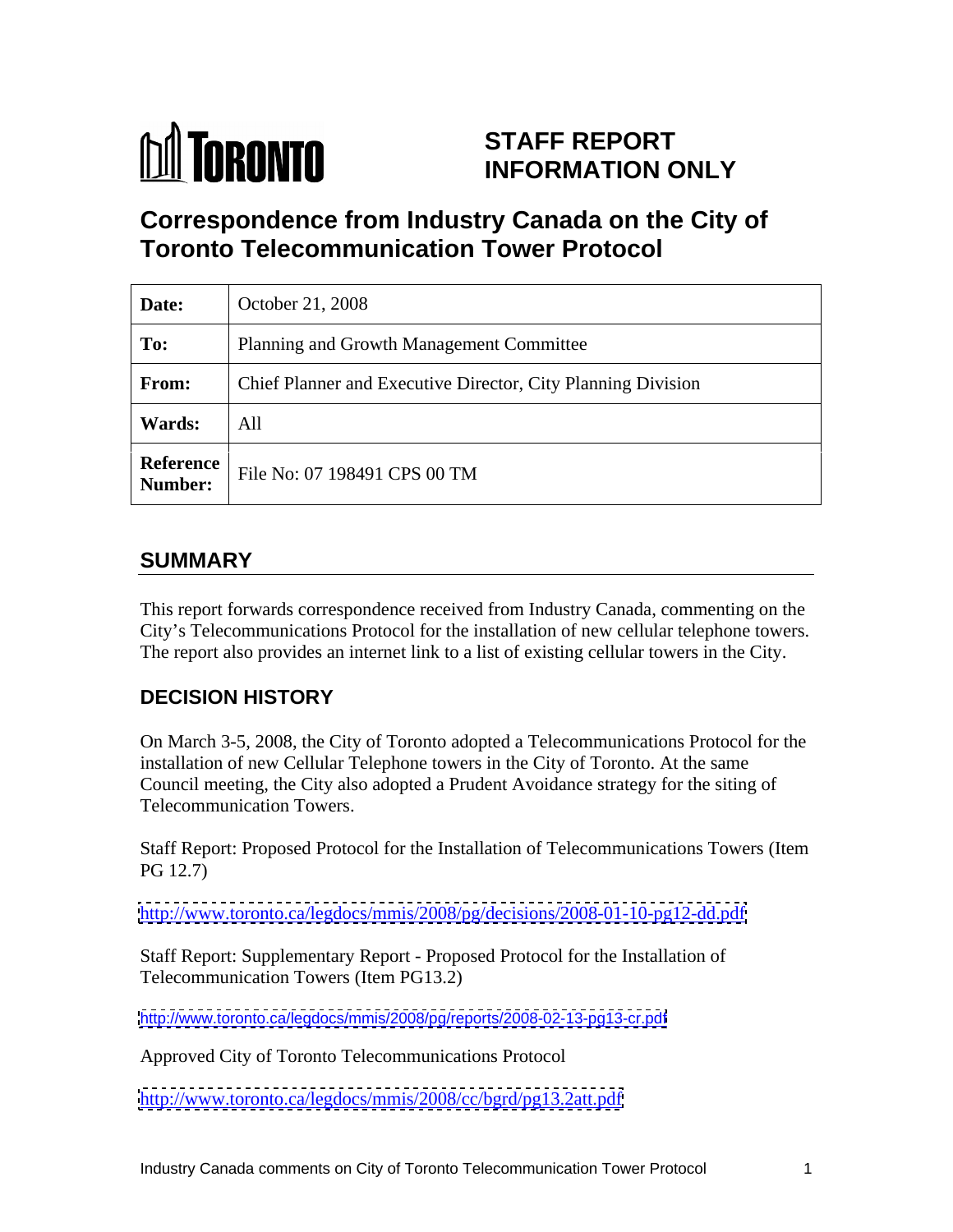TORONTO

# STAFF REPORT INFORMATION ONLY

# Correspondence from Industry Canada on the City of Toronto Telecommunication Tower Protocol

| | |
|---|---|
| **Date:** | October 21, 2008 |
| **To:** | Planning and Growth Management Committee |
| **From:** | Chief Planner and Executive Director, City Planning Division |
| **Wards:** | All |
| **Reference Number:** | File No: 07 198491 CPS 00 TM |

## SUMMARY

This report forwards correspondence received from Industry Canada, commenting on the City's Telecommunications Protocol for the installation of new cellular telephone towers. The report also provides an internet link to a list of existing cellular towers in the City.

## DECISION HISTORY

On March 3-5, 2008, the City of Toronto adopted a Telecommunications Protocol for the installation of new Cellular Telephone towers in the City of Toronto. At the same Council meeting, the City also adopted a Prudent Avoidance strategy for the siting of Telecommunication Towers.

Staff Report: Proposed Protocol for the Installation of Telecommunications Towers (Item PG 12.7)

http://www.toronto.ca/legdocs/mmis/2008/pg/decisions/2008-01-10-pg12-dd.pdf

Staff Report: Supplementary Report - Proposed Protocol for the Installation of Telecommunication Towers (Item PG13.2)

http://www.toronto.ca/legdocs/mmis/2008/pg/reports/2008-02-13-pg13-cr.pdf

Approved City of Toronto Telecommunications Protocol

http://www.toronto.ca/legdocs/mmis/2008/cc/bgrd/pg13.2att.pdf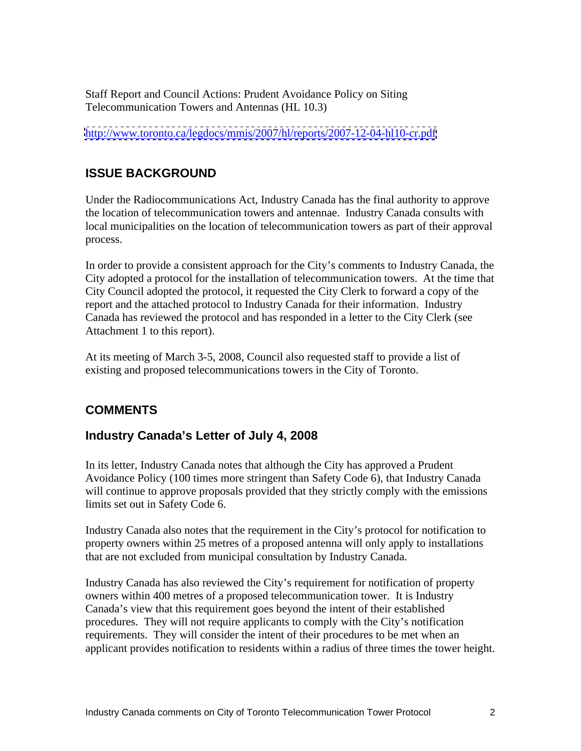Staff Report and Council Actions: Prudent Avoidance Policy on Siting Telecommunication Towers and Antennas (HL 10.3)

http://www.toronto.ca/legdocs/mmis/2007/hl/reports/2007-12-04-hl10-cr.pdf

## ISSUE BACKGROUND

Under the Radiocommunications Act, Industry Canada has the final authority to approve the location of telecommunication towers and antennae. Industry Canada consults with local municipalities on the location of telecommunication towers as part of their approval process.

In order to provide a consistent approach for the City's comments to Industry Canada, the City adopted a protocol for the installation of telecommunication towers. At the time that City Council adopted the protocol, it requested the City Clerk to forward a copy of the report and the attached protocol to Industry Canada for their information. Industry Canada has reviewed the protocol and has responded in a letter to the City Clerk (see Attachment 1 to this report).

At its meeting of March 3-5, 2008, Council also requested staff to provide a list of existing and proposed telecommunications towers in the City of Toronto.

## COMMENTS

### Industry Canada's Letter of July 4, 2008

In its letter, Industry Canada notes that although the City has approved a Prudent Avoidance Policy (100 times more stringent than Safety Code 6), that Industry Canada will continue to approve proposals provided that they strictly comply with the emissions limits set out in Safety Code 6.

Industry Canada also notes that the requirement in the City's protocol for notification to property owners within 25 metres of a proposed antenna will only apply to installations that are not excluded from municipal consultation by Industry Canada.

Industry Canada has also reviewed the City's requirement for notification of property owners within 400 metres of a proposed telecommunication tower. It is Industry Canada's view that this requirement goes beyond the intent of their established procedures. They will not require applicants to comply with the City's notification requirements. They will consider the intent of their procedures to be met when an applicant provides notification to residents within a radius of three times the tower height.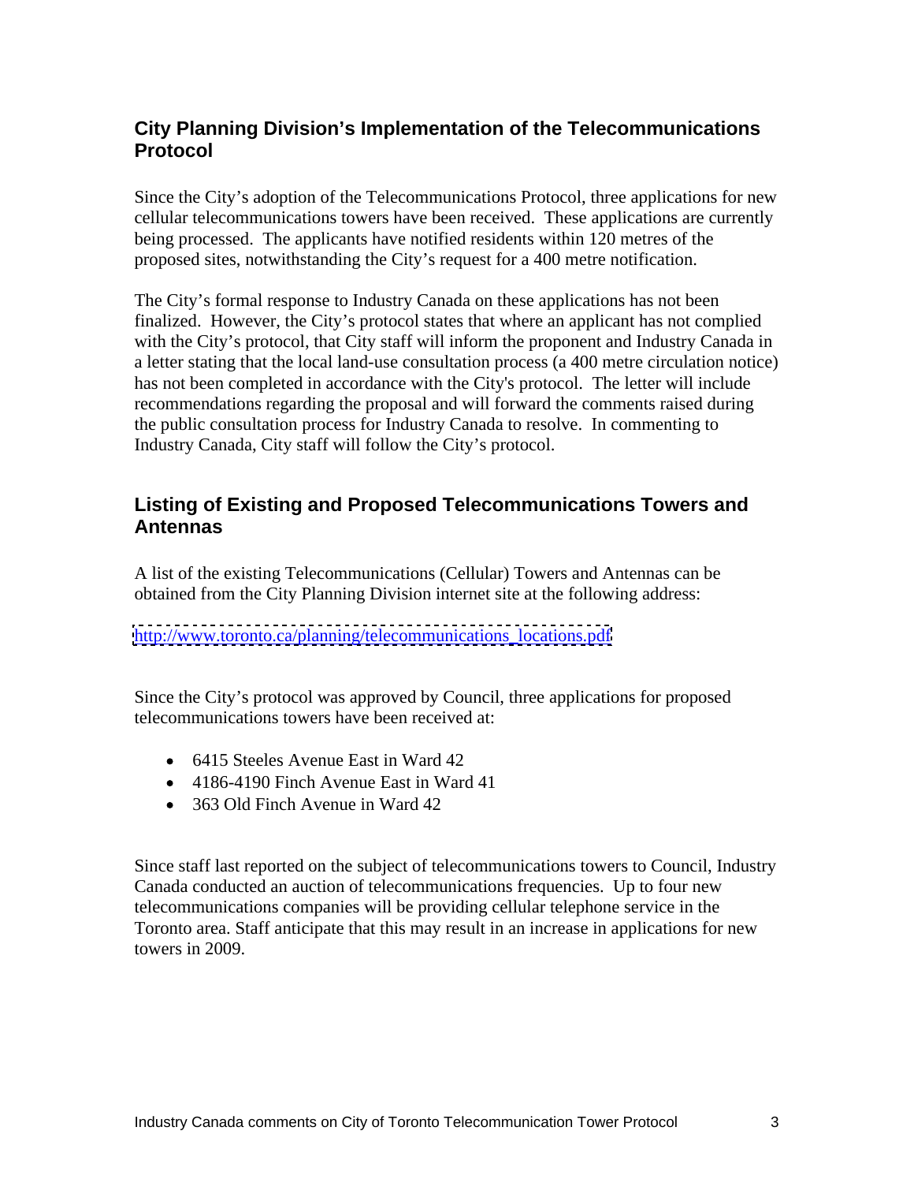## City Planning Division's Implementation of the Telecommunications Protocol

Since the City's adoption of the Telecommunications Protocol, three applications for new cellular telecommunications towers have been received. These applications are currently being processed. The applicants have notified residents within 120 metres of the proposed sites, notwithstanding the City's request for a 400 metre notification.

The City's formal response to Industry Canada on these applications has not been finalized. However, the City's protocol states that where an applicant has not complied with the City's protocol, that City staff will inform the proponent and Industry Canada in a letter stating that the local land-use consultation process (a 400 metre circulation notice) has not been completed in accordance with the City's protocol. The letter will include recommendations regarding the proposal and will forward the comments raised during the public consultation process for Industry Canada to resolve. In commenting to Industry Canada, City staff will follow the City's protocol.

## Listing of Existing and Proposed Telecommunications Towers and Antennas

A list of the existing Telecommunications (Cellular) Towers and Antennas can be obtained from the City Planning Division internet site at the following address:

http://www.toronto.ca/planning/telecommunications_locations.pdf

Since the City's protocol was approved by Council, three applications for proposed telecommunications towers have been received at:

- 6415 Steeles Avenue East in Ward 42
- 4186-4190 Finch Avenue East in Ward 41
- 363 Old Finch Avenue in Ward 42

Since staff last reported on the subject of telecommunications towers to Council, Industry Canada conducted an auction of telecommunications frequencies. Up to four new telecommunications companies will be providing cellular telephone service in the Toronto area. Staff anticipate that this may result in an increase in applications for new towers in 2009.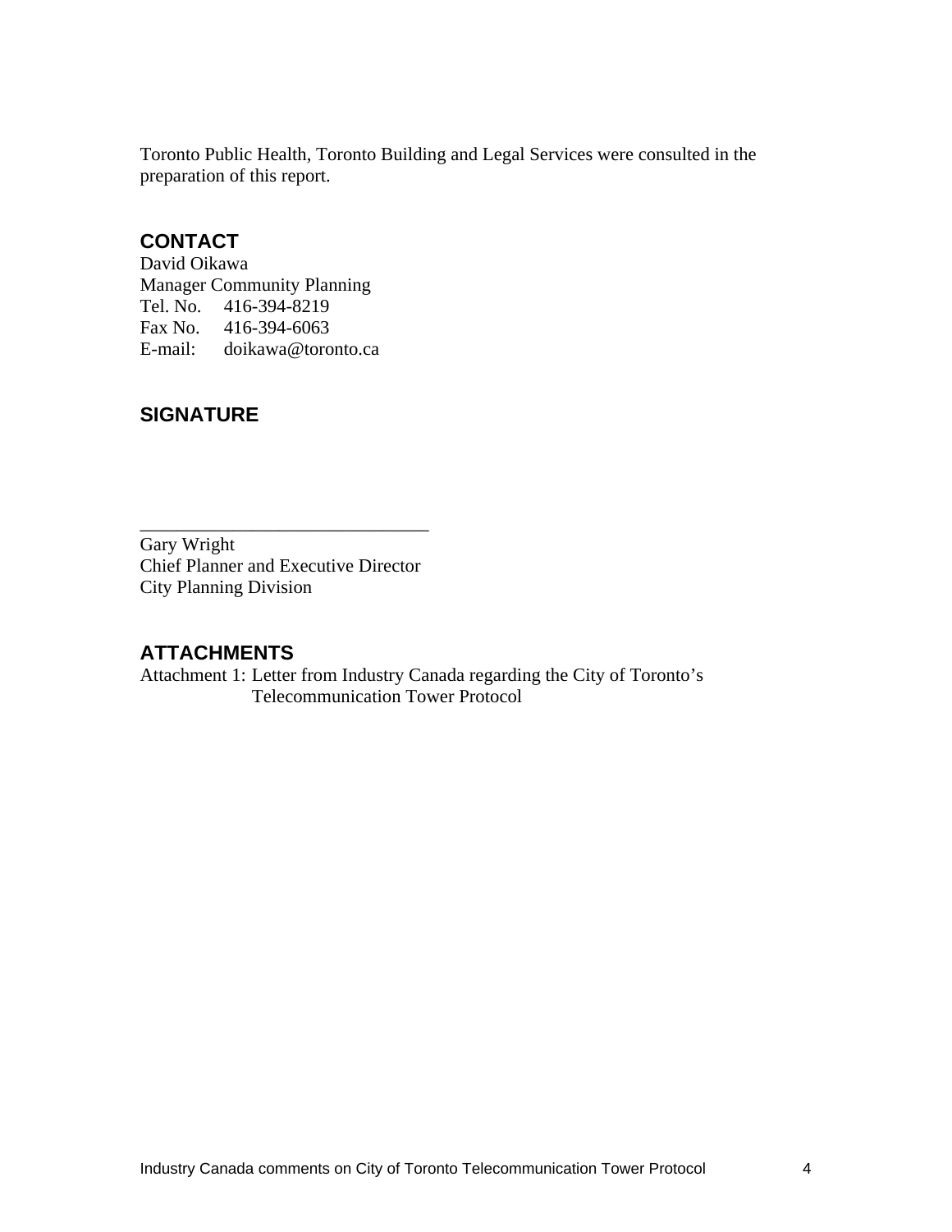Toronto Public Health, Toronto Building and Legal Services were consulted in the preparation of this report.

## CONTACT

David Oikawa
Manager Community Planning
Tel. No. 416-394-8219
Fax No. 416-394-6063
E-mail: doikawa@toronto.ca

## SIGNATURE

_______________________________

Gary Wright
Chief Planner and Executive Director
City Planning Division

## ATTACHMENTS

Attachment 1: Letter from Industry Canada regarding the City of Toronto's Telecommunication Tower Protocol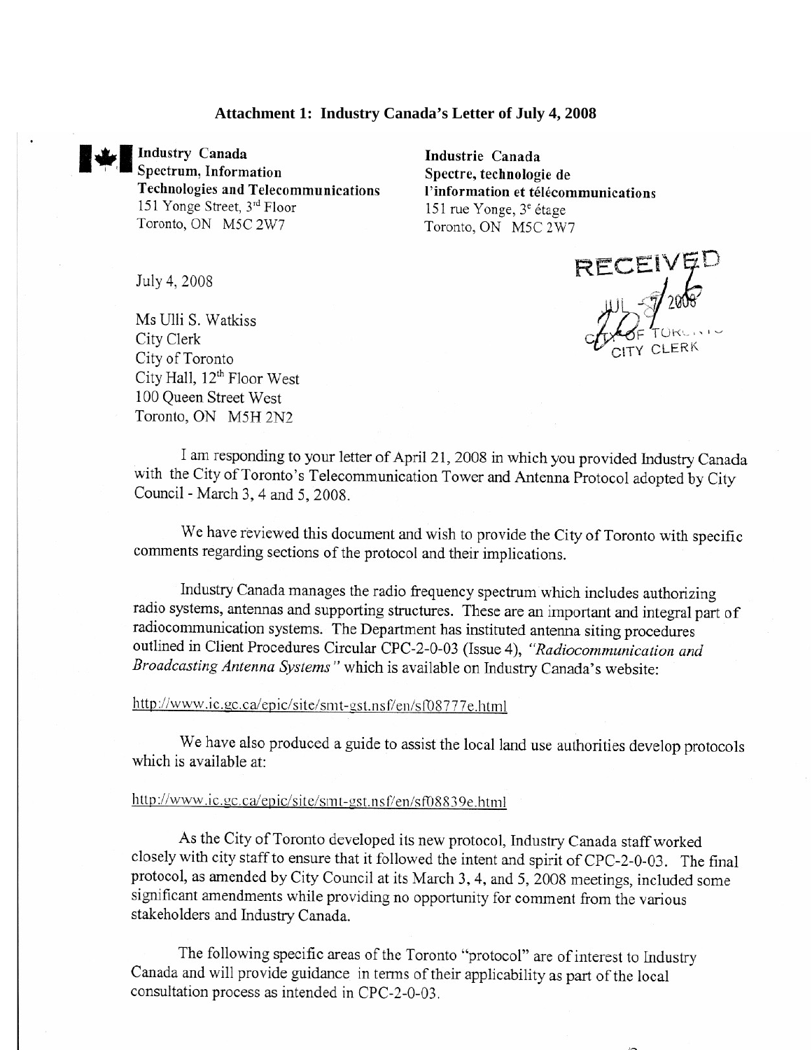**Attachment 1: Industry Canada's Letter of July 4, 2008**

**Industry Canada**
**Spectrum, Information Technologies and Telecommunications**
151 Yonge Street, 3rd Floor
Toronto, ON M5C 2W7

**Industrie Canada**
**Spectre, technologie de l'information et télécommunications**
151 rue Yonge, 3e étage
Toronto, ON M5C 2W7

RECEIVED
JUL -7 2008
CITY OF TORONTO
CITY CLERK

July 4, 2008

Ms Ulli S. Watkiss
City Clerk
City of Toronto
City Hall, 12th Floor West
100 Queen Street West
Toronto, ON M5H 2N2

I am responding to your letter of April 21, 2008 in which you provided Industry Canada with the City of Toronto's Telecommunication Tower and Antenna Protocol adopted by City Council - March 3, 4 and 5, 2008.

We have reviewed this document and wish to provide the City of Toronto with specific comments regarding sections of the protocol and their implications.

Industry Canada manages the radio frequency spectrum which includes authorizing radio systems, antennas and supporting structures. These are an important and integral part of radiocommunication systems. The Department has instituted antenna siting procedures outlined in Client Procedures Circular CPC-2-0-03 (Issue 4), *"Radiocommunication and Broadcasting Antenna Systems"* which is available on Industry Canada's website:

http://www.ic.gc.ca/epic/site/smt-gst.nsf/en/sf08777e.html

We have also produced a guide to assist the local land use authorities develop protocols which is available at:

http://www.ic.gc.ca/epic/site/smt-gst.nsf/en/sf08839e.html

As the City of Toronto developed its new protocol, Industry Canada staff worked closely with city staff to ensure that it followed the intent and spirit of CPC-2-0-03. The final protocol, as amended by City Council at its March 3, 4, and 5, 2008 meetings, included some significant amendments while providing no opportunity for comment from the various stakeholders and Industry Canada.

The following specific areas of the Toronto "protocol" are of interest to Industry Canada and will provide guidance in terms of their applicability as part of the local consultation process as intended in CPC-2-0-03.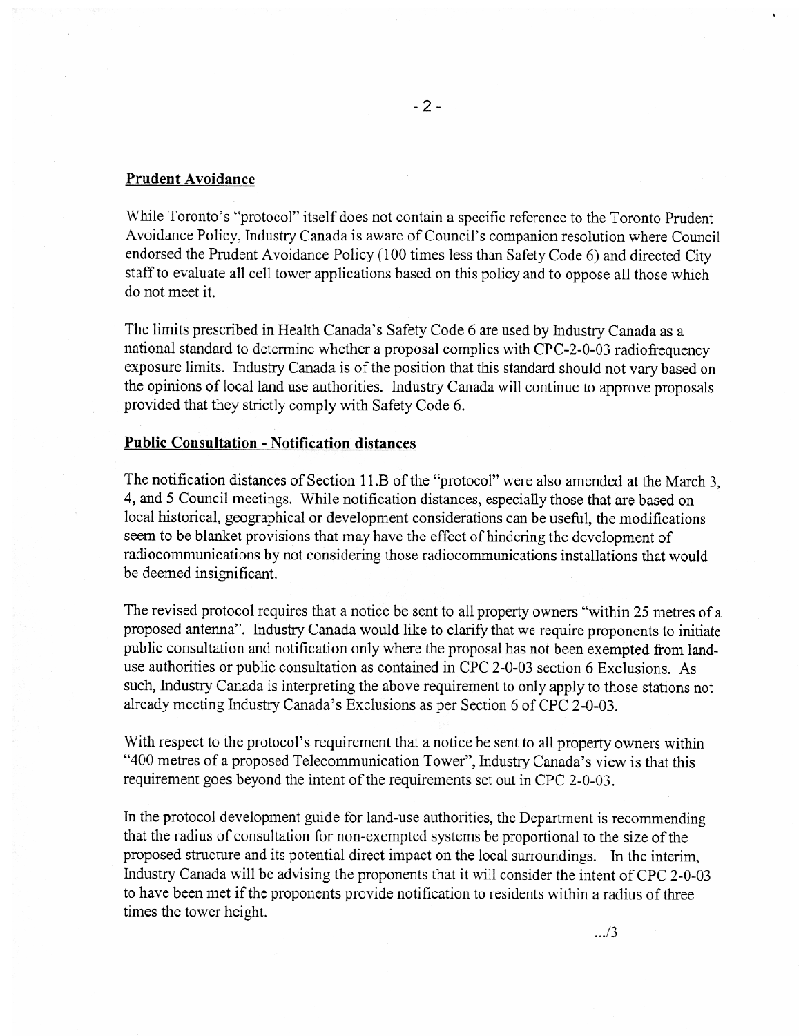**Prudent Avoidance**

While Toronto's "protocol" itself does not contain a specific reference to the Toronto Prudent Avoidance Policy, Industry Canada is aware of Council's companion resolution where Council endorsed the Prudent Avoidance Policy (100 times less than Safety Code 6) and directed City staff to evaluate all cell tower applications based on this policy and to oppose all those which do not meet it.

The limits prescribed in Health Canada's Safety Code 6 are used by Industry Canada as a national standard to determine whether a proposal complies with CPC-2-0-03 radiofrequency exposure limits. Industry Canada is of the position that this standard should not vary based on the opinions of local land use authorities. Industry Canada will continue to approve proposals provided that they strictly comply with Safety Code 6.

**Public Consultation - Notification distances**

The notification distances of Section 11.B of the "protocol" were also amended at the March 3, 4, and 5 Council meetings. While notification distances, especially those that are based on local historical, geographical or development considerations can be useful, the modifications seem to be blanket provisions that may have the effect of hindering the development of radiocommunications by not considering those radiocommunications installations that would be deemed insignificant.

The revised protocol requires that a notice be sent to all property owners "within 25 metres of a proposed antenna". Industry Canada would like to clarify that we require proponents to initiate public consultation and notification only where the proposal has not been exempted from land-use authorities or public consultation as contained in CPC 2-0-03 section 6 Exclusions. As such, Industry Canada is interpreting the above requirement to only apply to those stations not already meeting Industry Canada's Exclusions as per Section 6 of CPC 2-0-03.

With respect to the protocol's requirement that a notice be sent to all property owners within "400 metres of a proposed Telecommunication Tower", Industry Canada's view is that this requirement goes beyond the intent of the requirements set out in CPC 2-0-03.

In the protocol development guide for land-use authorities, the Department is recommending that the radius of consultation for non-exempted systems be proportional to the size of the proposed structure and its potential direct impact on the local surroundings. In the interim, Industry Canada will be advising the proponents that it will consider the intent of CPC 2-0-03 to have been met if the proponents provide notification to residents within a radius of three times the tower height.

.../3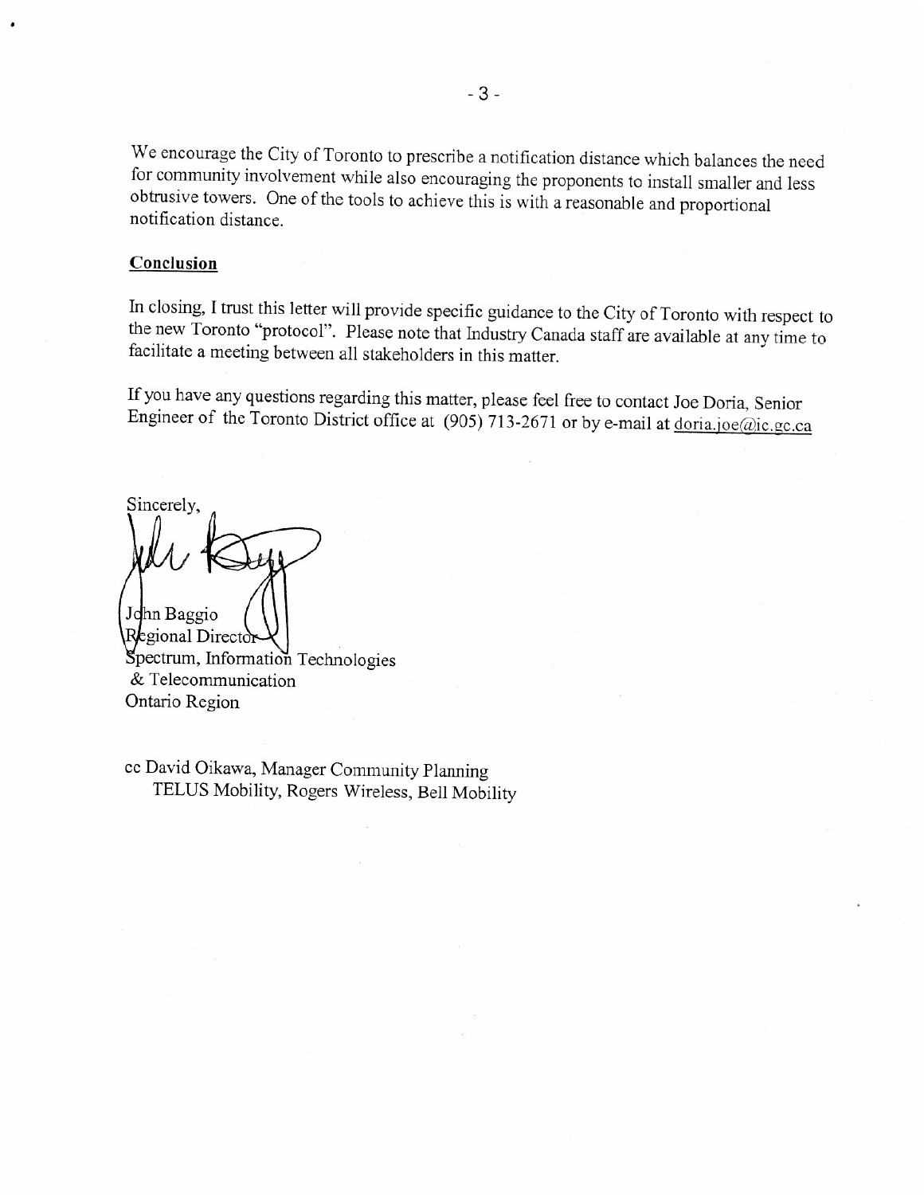We encourage the City of Toronto to prescribe a notification distance which balances the need for community involvement while also encouraging the proponents to install smaller and less obtrusive towers. One of the tools to achieve this is with a reasonable and proportional notification distance.

**Conclusion**

In closing, I trust this letter will provide specific guidance to the City of Toronto with respect to the new Toronto "protocol". Please note that Industry Canada staff are available at any time to facilitate a meeting between all stakeholders in this matter.

If you have any questions regarding this matter, please feel free to contact Joe Doria, Senior Engineer of the Toronto District office at (905) 713-2671 or by e-mail at doria.joe@ic.gc.ca

Sincerely,

John Baggio
Regional Director
Spectrum, Information Technologies
& Telecommunication
Ontario Region

cc David Oikawa, Manager Community Planning
TELUS Mobility, Rogers Wireless, Bell Mobility